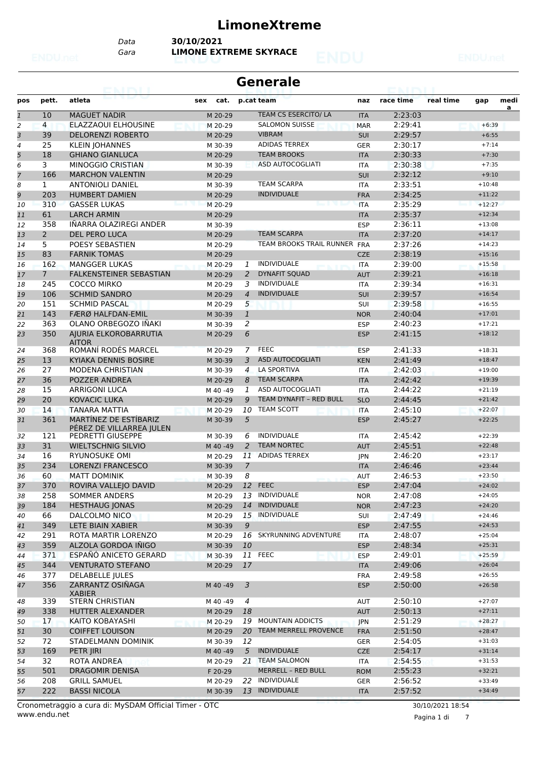# LimoneXtreme

Data **30/10/2021**

Gara **LIMONE EXTREME SKYRACE**

## Generale

| pos | pett. | atleta | sex | cat. | p.cat | team | naz | race time | real time | gap | media |
|---|---|---|---|---|---|---|---|---|---|---|---|
| 1 | 10 | MAGUET NADIR | | M 20-29 | | TEAM CS ESERCITO/ LA | ITA | 2:23:03 | | | |
| 2 | 4 | ELAZZAOUI ELHOUSINE | | M 20-29 | | SALOMON SUISSE | MAR | 2:29:41 | | +6:39 | |
| 3 | 39 | DELORENZI ROBERTO | | M 20-29 | | VIBRAM | SUI | 2:29:57 | | +6:55 | |
| 4 | 25 | KLEIN JOHANNES | | M 30-39 | | ADIDAS TERREX | GER | 2:30:17 | | +7:14 | |
| 5 | 18 | GHIANO GIANLUCA | | M 20-29 | | TEAM BROOKS | ITA | 2:30:33 | | +7:30 | |
| 6 | 3 | MINOGGIO CRISTIAN | | M 30-39 | | ASD AUTOCOGLIATI | ITA | 2:30:38 | | +7:35 | |
| 7 | 166 | MARCHON VALENTIN | | M 20-29 | | | SUI | 2:32:12 | | +9:10 | |
| 8 | 1 | ANTONIOLI DANIEL | | M 30-39 | | TEAM SCARPA | ITA | 2:33:51 | | +10:48 | |
| 9 | 203 | HUMBERT DAMIEN | | M 20-29 | | INDIVIDUALE | FRA | 2:34:25 | | +11:22 | |
| 10 | 310 | GASSER LUKAS | | M 20-29 | | | ITA | 2:35:29 | | +12:27 | |
| 11 | 61 | LARCH ARMIN | | M 20-29 | | | ITA | 2:35:37 | | +12:34 | |
| 12 | 358 | IÑARRA OLAZIREGI ANDER | | M 30-39 | | | ESP | 2:36:11 | | +13:08 | |
| 13 | 2 | DEL PERO LUCA | | M 20-29 | | TEAM SCARPA | ITA | 2:37:20 | | +14:17 | |
| 14 | 5 | POESY SEBASTIEN | | M 20-29 | | TEAM BROOKS TRAIL RUNNER | FRA | 2:37:26 | | +14:23 | |
| 15 | 83 | FARNIK TOMAS | | M 20-29 | | | CZE | 2:38:19 | | +15:16 | |
| 16 | 162 | MANGGER LUKAS | | M 20-29 | 1 | INDIVIDUALE | ITA | 2:39:00 | | +15:58 | |
| 17 | 7 | FALKENSTEINER SEBASTIAN | | M 20-29 | 2 | DYNAFIT SQUAD | AUT | 2:39:21 | | +16:18 | |
| 18 | 245 | COCCO MIRKO | | M 20-29 | 3 | INDIVIDUALE | ITA | 2:39:34 | | +16:31 | |
| 19 | 106 | SCHMID SANDRO | | M 20-29 | 4 | INDIVIDUALE | SUI | 2:39:57 | | +16:54 | |
| 20 | 151 | SCHMID PASCAL | | M 20-29 | 5 | | SUI | 2:39:58 | | +16:55 | |
| 21 | 143 | FÆRØ HALFDAN-EMIL | | M 30-39 | 1 | | NOR | 2:40:04 | | +17:01 | |
| 22 | 363 | OLANO ORBEGOZO IÑAKI | | M 30-39 | 2 | | ESP | 2:40:23 | | +17:21 | |
| 23 | 350 | AJURIA ELKOROBARRUTIA AITOR | | M 20-29 | 6 | | ESP | 2:41:15 | | +18:12 | |
| 24 | 368 | ROMANÍ RODÉS MARCEL | | M 20-29 | 7 | FEEC | ESP | 2:41:33 | | +18:31 | |
| 25 | 13 | KYIAKA DENNIS BOSIRE | | M 30-39 | 3 | ASD AUTOCOGLIATI | KEN | 2:41:49 | | +18:47 | |
| 26 | 27 | MODENA CHRISTIAN | | M 30-39 | 4 | LA SPORTIVA | ITA | 2:42:03 | | +19:00 | |
| 27 | 36 | POZZER ANDREA | | M 20-29 | 8 | TEAM SCARPA | ITA | 2:42:42 | | +19:39 | |
| 28 | 15 | ARRIGONI LUCA | | M 40 -49 | 1 | ASD AUTOCOGLIATI | ITA | 2:44:22 | | +21:19 | |
| 29 | 20 | KOVACIC LUKA | | M 20-29 | 9 | TEAM DYNAFIT – RED BULL | SLO | 2:44:45 | | +21:42 | |
| 30 | 14 | TANARA MATTIA | | M 20-29 | 10 | TEAM SCOTT | ITA | 2:45:10 | | +22:07 | |
| 31 | 361 | MARTÍNEZ DE ESTÍBARIZ PÉREZ DE VILLARREA JULEN | | M 30-39 | 5 | | ESP | 2:45:27 | | +22:25 | |
| 32 | 121 | PEDRETTI GIUSEPPE | | M 30-39 | 6 | INDIVIDUALE | ITA | 2:45:42 | | +22:39 | |
| 33 | 31 | WIELTSCHNIG SILVIO | | M 40 -49 | 2 | TEAM NORTEC | AUT | 2:45:51 | | +22:48 | |
| 34 | 16 | RYUNOSUKE OMI | | M 20-29 | 11 | ADIDAS TERREX | JPN | 2:46:20 | | +23:17 | |
| 35 | 234 | LORENZI FRANCESCO | | M 30-39 | 7 | | ITA | 2:46:46 | | +23:44 | |
| 36 | 60 | MATT DOMINIK | | M 30-39 | 8 | | AUT | 2:46:53 | | +23:50 | |
| 37 | 370 | ROVIRA VALLEJO DAVID | | M 20-29 | 12 | FEEC | ESP | 2:47:04 | | +24:02 | |
| 38 | 258 | SOMMER ANDERS | | M 20-29 | 13 | INDIVIDUALE | NOR | 2:47:08 | | +24:05 | |
| 39 | 184 | HESTHAUG JONAS | | M 20-29 | 14 | INDIVIDUALE | NOR | 2:47:23 | | +24:20 | |
| 40 | 66 | DALCOLMO NICO | | M 20-29 | 15 | INDIVIDUALE | SUI | 2:47:49 | | +24:46 | |
| 41 | 349 | LETE BIAIN XABIER | | M 30-39 | 9 | | ESP | 2:47:55 | | +24:53 | |
| 42 | 291 | ROTA MARTIR LORENZO | | M 20-29 | 16 | SKYRUNNING ADVENTURE | ITA | 2:48:07 | | +25:04 | |
| 43 | 359 | ALZOLA GORDOA IÑIGO | | M 30-39 | 10 | | ESP | 2:48:34 | | +25:31 | |
| 44 | 371 | ESPAÑÓ ANICETO GERARD | | M 30-39 | 11 | FEEC | ESP | 2:49:01 | | +25:59 | |
| 45 | 344 | VENTURATO STEFANO | | M 20-29 | 17 | | ITA | 2:49:06 | | +26:04 | |
| 46 | 377 | DELABELLE JULES | | | | | FRA | 2:49:58 | | +26:55 | |
| 47 | 356 | ZARRANTZ OSIÑAGA XABIER | | M 40 -49 | 3 | | ESP | 2:50:00 | | +26:58 | |
| 48 | 339 | STERN CHRISTIAN | | M 40 -49 | 4 | | AUT | 2:50:10 | | +27:07 | |
| 49 | 338 | HUTTER ALEXANDER | | M 20-29 | 18 | | AUT | 2:50:13 | | +27:11 | |
| 50 | 17 | KAITO KOBAYASHI | | M 20-29 | 19 | MOUNTAIN ADDICTS | JPN | 2:51:29 | | +28:27 | |
| 51 | 30 | COIFFET LOUISON | | M 20-29 | 20 | TEAM MERRELL PROVENCE | FRA | 2:51:50 | | +28:47 | |
| 52 | 72 | STADELMANN DOMINIK | | M 30-39 | 12 | | GER | 2:54:05 | | +31:03 | |
| 53 | 169 | PETR JIRI | | M 40 -49 | 5 | INDIVIDUALE | CZE | 2:54:17 | | +31:14 | |
| 54 | 32 | ROTA ANDREA | | M 20-29 | 21 | TEAM SALOMON | ITA | 2:54:55 | | +31:53 | |
| 55 | 501 | DRAGOMIR DENISA | | F 20-29 | | MERRELL – RED BULL | ROM | 2:55:23 | | +32:21 | |
| 56 | 208 | GRILL SAMUEL | | M 20-29 | 22 | INDIVIDUALE | GER | 2:56:52 | | +33:49 | |
| 57 | 222 | BASSI NICOLA | | M 30-39 | 13 | INDIVIDUALE | ITA | 2:57:52 | | +34:49 | |

Cronometraggio a cura di: MySDAM Official Timer - OTC

www.endu.net

30/10/2021 18:54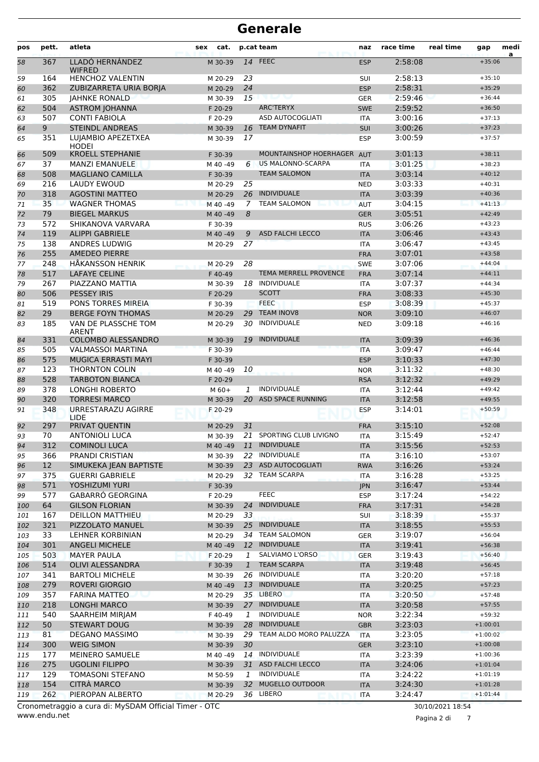# Generale

| pos | pett. | atleta | sex | cat. | p.cat | team | naz | race time | real time | gap | medaglia |
|---|---|---|---|---|---|---|---|---|---|---|---|
| 58 | 367 | LLADÓ HERNÁNDEZ WIFRED | | M 30-39 | 14 | FEEC | ESP | 2:58:08 | | +35:06 | |
| 59 | 164 | HENCHOZ VALENTIN | | M 20-29 | 23 | | SUI | 2:58:13 | | +35:10 | |
| 60 | 362 | ZUBIZARRETA URIA BORJA | | M 20-29 | 24 | | ESP | 2:58:31 | | +35:29 | |
| 61 | 305 | JAHNKE RONALD | | M 30-39 | 15 | | GER | 2:59:46 | | +36:44 | |
| 62 | 504 | ASTROM JOHANNA | | F 20-29 | | ARC'TERYX | SWE | 2:59:52 | | +36:50 | |
| 63 | 507 | CONTI FABIOLA | | F 20-29 | | ASD AUTOCOGLIATI | ITA | 3:00:16 | | +37:13 | |
| 64 | 9 | STEINDL ANDREAS | | M 30-39 | 16 | TEAM DYNAFIT | SUI | 3:00:26 | | +37:23 | |
| 65 | 351 | LUJAMBIO APEZETXEA HODEI | | M 30-39 | 17 | | ESP | 3:00:59 | | +37:57 | |
| 66 | 509 | KROELL STEPHANIE | | F 30-39 | | MOUNTAINSHOP HOERHAGER | AUT | 3:01:13 | | +38:11 | |
| 67 | 37 | MANZI EMANUELE | | M 40 -49 | 6 | US MALONNO-SCARPA | ITA | 3:01:25 | | +38:23 | |
| 68 | 508 | MAGLIANO CAMILLA | | F 30-39 | | TEAM SALOMON | ITA | 3:03:14 | | +40:12 | |
| 69 | 216 | LAUDY EWOUD | | M 20-29 | 25 | | NED | 3:03:33 | | +40:31 | |
| 70 | 318 | AGOSTINI MATTEO | | M 20-29 | 26 | INDIVIDUALE | ITA | 3:03:39 | | +40:36 | |
| 71 | 35 | WAGNER THOMAS | | M 40 -49 | 7 | TEAM SALOMON | AUT | 3:04:15 | | +41:13 | |
| 72 | 79 | BIEGEL MARKUS | | M 40 -49 | 8 | | GER | 3:05:51 | | +42:49 | |
| 73 | 572 | SHIKANOVA VARVARA | | F 30-39 | | | RUS | 3:06:26 | | +43:23 | |
| 74 | 119 | ALIPPI GABRIELE | | M 40 -49 | 9 | ASD FALCHI LECCO | ITA | 3:06:46 | | +43:43 | |
| 75 | 138 | ANDRES LUDWIG | | M 20-29 | 27 | | ITA | 3:06:47 | | +43:45 | |
| 76 | 255 | AMEDEO PIERRE | | | | | FRA | 3:07:01 | | +43:58 | |
| 77 | 248 | HÅKANSSON HENRIK | | M 20-29 | 28 | | SWE | 3:07:06 | | +44:04 | |
| 78 | 517 | LAFAYE CELINE | | F 40-49 | | TEMA MERRELL PROVENCE | FRA | 3:07:14 | | +44:11 | |
| 79 | 267 | PIAZZANO MATTIA | | M 30-39 | 18 | INDIVIDUALE | ITA | 3:07:37 | | +44:34 | |
| 80 | 506 | PESSEY IRIS | | F 20-29 | | SCOTT | FRA | 3:08:33 | | +45:30 | |
| 81 | 519 | PONS TORRES MIREIA | | F 30-39 | | FEEC | ESP | 3:08:39 | | +45:37 | |
| 82 | 29 | BERGE FOYN THOMAS | | M 20-29 | 29 | TEAM INOV8 | NOR | 3:09:10 | | +46:07 | |
| 83 | 185 | VAN DE PLASSCHE TOM ARENT | | M 20-29 | 30 | INDIVIDUALE | NED | 3:09:18 | | +46:16 | |
| 84 | 331 | COLOMBO ALESSANDRO | | M 30-39 | 19 | INDIVIDUALE | ITA | 3:09:39 | | +46:36 | |
| 85 | 505 | VALMASSOI MARTINA | | F 30-39 | | | ITA | 3:09:47 | | +46:44 | |
| 86 | 575 | MUGICA ERRASTI MAYI | | F 30-39 | | | ESP | 3:10:33 | | +47:30 | |
| 87 | 123 | THORNTON COLIN | | M 40 -49 | 10 | | NOR | 3:11:32 | | +48:30 | |
| 88 | 528 | TARBOTON BIANCA | | F 20-29 | | | RSA | 3:12:32 | | +49:29 | |
| 89 | 378 | LONGHI ROBERTO | | M 60+ | 1 | INDIVIDUALE | ITA | 3:12:44 | | +49:42 | |
| 90 | 320 | TORRESI MARCO | | M 30-39 | 20 | ASD SPACE RUNNING | ITA | 3:12:58 | | +49:55 | |
| 91 | 348 | URRESTARAZU AGIRRE LIDE | | F 20-29 | | | ESP | 3:14:01 | | +50:59 | |
| 92 | 297 | PRIVAT QUENTIN | | M 20-29 | 31 | | FRA | 3:15:10 | | +52:08 | |
| 93 | 70 | ANTONIOLI LUCA | | M 30-39 | 21 | SPORTING CLUB LIVIGNO | ITA | 3:15:49 | | +52:47 | |
| 94 | 312 | COMINOLI LUCA | | M 40 -49 | 11 | INDIVIDUALE | ITA | 3:15:56 | | +52:53 | |
| 95 | 366 | PRANDI CRISTIAN | | M 30-39 | 22 | INDIVIDUALE | ITA | 3:16:10 | | +53:07 | |
| 96 | 12 | SIMUKEKA JEAN BAPTISTE | | M 30-39 | 23 | ASD AUTOCOGLIATI | RWA | 3:16:26 | | +53:24 | |
| 97 | 375 | GUERRI GABRIELE | | M 20-29 | 32 | TEAM SCARPA | ITA | 3:16:28 | | +53:25 | |
| 98 | 571 | YOSHIZUMI YURI | | F 30-39 | | | JPN | 3:16:47 | | +53:44 | |
| 99 | 577 | GABARRÓ GEORGINA | | F 20-29 | | FEEC | ESP | 3:17:24 | | +54:22 | |
| 100 | 64 | GILSON FLORIAN | | M 30-39 | 24 | INDIVIDUALE | FRA | 3:17:31 | | +54:28 | |
| 101 | 167 | DEILLON MATTHIEU | | M 20-29 | 33 | | SUI | 3:18:39 | | +55:37 | |
| 102 | 321 | PIZZOLATO MANUEL | | M 30-39 | 25 | INDIVIDUALE | ITA | 3:18:55 | | +55:53 | |
| 103 | 33 | LEHNER KORBINIAN | | M 20-29 | 34 | TEAM SALOMON | GER | 3:19:07 | | +56:04 | |
| 104 | 301 | ANGELI MICHELE | | M 40 -49 | 12 | INDIVIDUALE | ITA | 3:19:41 | | +56:38 | |
| 105 | 503 | MAYER PAULA | | F 20-29 | 1 | SALVIAMO L'ORSO | GER | 3:19:43 | | +56:40 | |
| 106 | 514 | OLIVI ALESSANDRA | | F 30-39 | 1 | TEAM SCARPA | ITA | 3:19:48 | | +56:45 | |
| 107 | 341 | BARTOLI MICHELE | | M 30-39 | 26 | INDIVIDUALE | ITA | 3:20:20 | | +57:18 | |
| 108 | 279 | ROVERI GIORGIO | | M 40 -49 | 13 | INDIVIDUALE | ITA | 3:20:25 | | +57:23 | |
| 109 | 357 | FARINA MATTEO | | M 20-29 | 35 | LIBERO | ITA | 3:20:50 | | +57:48 | |
| 110 | 218 | LONGHI MARCO | | M 30-39 | 27 | INDIVIDUALE | ITA | 3:20:58 | | +57:55 | |
| 111 | 540 | SAARHEIM MIRJAM | | F 40-49 | 1 | INDIVIDUALE | NOR | 3:22:34 | | +59:32 | |
| 112 | 50 | STEWART DOUG | | M 30-39 | 28 | INDIVIDUALE | GBR | 3:23:03 | | +1:00:01 | |
| 113 | 81 | DEGANO MASSIMO | | M 30-39 | 29 | TEAM ALDO MORO PALUZZA | ITA | 3:23:05 | | +1:00:02 | |
| 114 | 300 | WEIG SIMON | | M 30-39 | 30 | | GER | 3:23:10 | | +1:00:08 | |
| 115 | 177 | MEINERO SAMUELE | | M 40 -49 | 14 | INDIVIDUALE | ITA | 3:23:39 | | +1:00:36 | |
| 116 | 275 | UGOLINI FILIPPO | | M 30-39 | 31 | ASD FALCHI LECCO | ITA | 3:24:06 | | +1:01:04 | |
| 117 | 129 | TOMASONI STEFANO | | M 50-59 | 1 | INDIVIDUALE | ITA | 3:24:22 | | +1:01:19 | |
| 118 | 154 | CITRÀ MARCO | | M 30-39 | 32 | MUGELLO OUTDOOR | ITA | 3:24:30 | | +1:01:28 | |
| 119 | 262 | PIEROPAN ALBERTO | | M 20-29 | 36 | LIBERO | ITA | 3:24:47 | | +1:01:44 | |

Cronometraggio a cura di: MySDAM Official Timer - OTC
www.endu.net

30/10/2021 18:54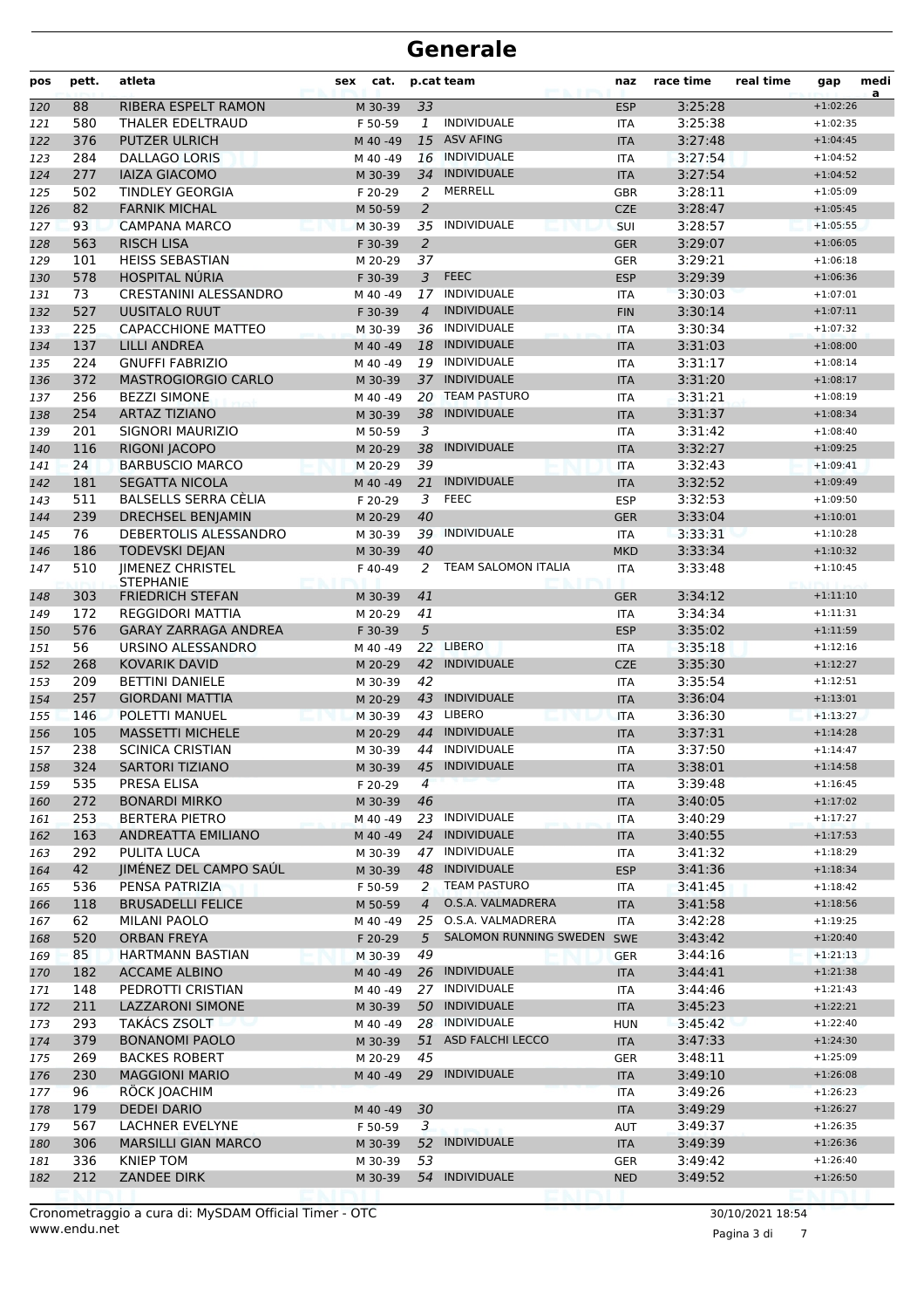# Generale

| pos | pett. | atleta | sex | cat. | p.cat | team | naz | race time | real time | gap | media |
|---|---|---|---|---|---|---|---|---|---|---|---|
| 120 | 88 | RIBERA ESPELT RAMON | | M 30-39 | 33 | | ESP | 3:25:28 | | +1:02:26 | |
| 121 | 580 | THALER EDELTRAUD | | F 50-59 | 1 | INDIVIDUALE | ITA | 3:25:38 | | +1:02:35 | |
| 122 | 376 | PUTZER ULRICH | | M 40 -49 | 15 | ASV AFING | ITA | 3:27:48 | | +1:04:45 | |
| 123 | 284 | DALLAGO LORIS | | M 40 -49 | 16 | INDIVIDUALE | ITA | 3:27:54 | | +1:04:52 | |
| 124 | 277 | IAIZA GIACOMO | | M 30-39 | 34 | INDIVIDUALE | ITA | 3:27:54 | | +1:04:52 | |
| 125 | 502 | TINDLEY GEORGIA | | F 20-29 | 2 | MERRELL | GBR | 3:28:11 | | +1:05:09 | |
| 126 | 82 | FARNIK MICHAL | | M 50-59 | 2 | | CZE | 3:28:47 | | +1:05:45 | |
| 127 | 93 | CAMPANA MARCO | | M 30-39 | 35 | INDIVIDUALE | SUI | 3:28:57 | | +1:05:55 | |
| 128 | 563 | RISCH LISA | | F 30-39 | 2 | | GER | 3:29:07 | | +1:06:05 | |
| 129 | 101 | HEISS SEBASTIAN | | M 20-29 | 37 | | GER | 3:29:21 | | +1:06:18 | |
| 130 | 578 | HOSPITAL NÚRIA | | F 30-39 | 3 | FEEC | ESP | 3:29:39 | | +1:06:36 | |
| 131 | 73 | CRESTANINI ALESSANDRO | | M 40 -49 | 17 | INDIVIDUALE | ITA | 3:30:03 | | +1:07:01 | |
| 132 | 527 | UUSITALO RUUT | | F 30-39 | 4 | INDIVIDUALE | FIN | 3:30:14 | | +1:07:11 | |
| 133 | 225 | CAPACCHIONE MATTEO | | M 30-39 | 36 | INDIVIDUALE | ITA | 3:30:34 | | +1:07:32 | |
| 134 | 137 | LILLI ANDREA | | M 40 -49 | 18 | INDIVIDUALE | ITA | 3:31:03 | | +1:08:00 | |
| 135 | 224 | GNUFFI FABRIZIO | | M 40 -49 | 19 | INDIVIDUALE | ITA | 3:31:17 | | +1:08:14 | |
| 136 | 372 | MASTROGIORGIO CARLO | | M 30-39 | 37 | INDIVIDUALE | ITA | 3:31:20 | | +1:08:17 | |
| 137 | 256 | BEZZI SIMONE | | M 40 -49 | 20 | TEAM PASTURO | ITA | 3:31:21 | | +1:08:19 | |
| 138 | 254 | ARTAZ TIZIANO | | M 30-39 | 38 | INDIVIDUALE | ITA | 3:31:37 | | +1:08:34 | |
| 139 | 201 | SIGNORI MAURIZIO | | M 50-59 | 3 | | ITA | 3:31:42 | | +1:08:40 | |
| 140 | 116 | RIGONI JACOPO | | M 20-29 | 38 | INDIVIDUALE | ITA | 3:32:27 | | +1:09:25 | |
| 141 | 24 | BARBUSCIO MARCO | | M 20-29 | 39 | | ITA | 3:32:43 | | +1:09:41 | |
| 142 | 181 | SEGATTA NICOLA | | M 40 -49 | 21 | INDIVIDUALE | ITA | 3:32:52 | | +1:09:49 | |
| 143 | 511 | BALSELLS SERRA CÈLIA | | F 20-29 | 3 | FEEC | ESP | 3:32:53 | | +1:09:50 | |
| 144 | 239 | DRECHSEL BENJAMIN | | M 20-29 | 40 | | GER | 3:33:04 | | +1:10:01 | |
| 145 | 76 | DEBERTOLIS ALESSANDRO | | M 30-39 | 39 | INDIVIDUALE | ITA | 3:33:31 | | +1:10:28 | |
| 146 | 186 | TODEVSKI DEJAN | | M 30-39 | 40 | | MKD | 3:33:34 | | +1:10:32 | |
| 147 | 510 | JIMENEZ CHRISTEL STEPHANIE | | F 40-49 | 2 | TEAM SALOMON ITALIA | ITA | 3:33:48 | | +1:10:45 | |
| 148 | 303 | FRIEDRICH STEFAN | | M 30-39 | 41 | | GER | 3:34:12 | | +1:11:10 | |
| 149 | 172 | REGGIDORI MATTIA | | M 20-29 | 41 | | ITA | 3:34:34 | | +1:11:31 | |
| 150 | 576 | GARAY ZARRAGA ANDREA | | F 30-39 | 5 | | ESP | 3:35:02 | | +1:11:59 | |
| 151 | 56 | URSINO ALESSANDRO | | M 40 -49 | 22 | LIBERO | ITA | 3:35:18 | | +1:12:16 | |
| 152 | 268 | KOVARIK DAVID | | M 20-29 | 42 | INDIVIDUALE | CZE | 3:35:30 | | +1:12:27 | |
| 153 | 209 | BETTINI DANIELE | | M 30-39 | 42 | | ITA | 3:35:54 | | +1:12:51 | |
| 154 | 257 | GIORDANI MATTIA | | M 20-29 | 43 | INDIVIDUALE | ITA | 3:36:04 | | +1:13:01 | |
| 155 | 146 | POLETTI MANUEL | | M 30-39 | 43 | LIBERO | ITA | 3:36:30 | | +1:13:27 | |
| 156 | 105 | MASSETTI MICHELE | | M 20-29 | 44 | INDIVIDUALE | ITA | 3:37:31 | | +1:14:28 | |
| 157 | 238 | SCINICA CRISTIAN | | M 30-39 | 44 | INDIVIDUALE | ITA | 3:37:50 | | +1:14:47 | |
| 158 | 324 | SARTORI TIZIANO | | M 30-39 | 45 | INDIVIDUALE | ITA | 3:38:01 | | +1:14:58 | |
| 159 | 535 | PRESA ELISA | | F 20-29 | 4 | | ITA | 3:39:48 | | +1:16:45 | |
| 160 | 272 | BONARDI MIRKO | | M 30-39 | 46 | | ITA | 3:40:05 | | +1:17:02 | |
| 161 | 253 | BERTERA PIETRO | | M 40 -49 | 23 | INDIVIDUALE | ITA | 3:40:29 | | +1:17:27 | |
| 162 | 163 | ANDREATTA EMILIANO | | M 40 -49 | 24 | INDIVIDUALE | ITA | 3:40:55 | | +1:17:53 | |
| 163 | 292 | PULITA LUCA | | M 30-39 | 47 | INDIVIDUALE | ITA | 3:41:32 | | +1:18:29 | |
| 164 | 42 | JIMÉNEZ DEL CAMPO SAÚL | | M 30-39 | 48 | INDIVIDUALE | ESP | 3:41:36 | | +1:18:34 | |
| 165 | 536 | PENSA PATRIZIA | | F 50-59 | 2 | TEAM PASTURO | ITA | 3:41:45 | | +1:18:42 | |
| 166 | 118 | BRUSADELLI FELICE | | M 50-59 | 4 | O.S.A. VALMADRERA | ITA | 3:41:58 | | +1:18:56 | |
| 167 | 62 | MILANI PAOLO | | M 40 -49 | 25 | O.S.A. VALMADRERA | ITA | 3:42:28 | | +1:19:25 | |
| 168 | 520 | ORBAN FREYA | | F 20-29 | 5 | SALOMON RUNNING SWEDEN | SWE | 3:43:42 | | +1:20:40 | |
| 169 | 85 | HARTMANN BASTIAN | | M 30-39 | 49 | | GER | 3:44:16 | | +1:21:13 | |
| 170 | 182 | ACCAME ALBINO | | M 40 -49 | 26 | INDIVIDUALE | ITA | 3:44:41 | | +1:21:38 | |
| 171 | 148 | PEDROTTI CRISTIAN | | M 40 -49 | 27 | INDIVIDUALE | ITA | 3:44:46 | | +1:21:43 | |
| 172 | 211 | LAZZARONI SIMONE | | M 30-39 | 50 | INDIVIDUALE | ITA | 3:45:23 | | +1:22:21 | |
| 173 | 293 | TAKÁCS ZSOLT | | M 40 -49 | 28 | INDIVIDUALE | HUN | 3:45:42 | | +1:22:40 | |
| 174 | 379 | BONANOMI PAOLO | | M 30-39 | 51 | ASD FALCHI LECCO | ITA | 3:47:33 | | +1:24:30 | |
| 175 | 269 | BACKES ROBERT | | M 20-29 | 45 | | GER | 3:48:11 | | +1:25:09 | |
| 176 | 230 | MAGGIONI MARIO | | M 40 -49 | 29 | INDIVIDUALE | ITA | 3:49:10 | | +1:26:08 | |
| 177 | 96 | RÖCK JOACHIM | | | | | ITA | 3:49:26 | | +1:26:23 | |
| 178 | 179 | DEDEI DARIO | | M 40 -49 | 30 | | ITA | 3:49:29 | | +1:26:27 | |
| 179 | 567 | LACHNER EVELYNE | | F 50-59 | 3 | | AUT | 3:49:37 | | +1:26:35 | |
| 180 | 306 | MARSILLI GIAN MARCO | | M 30-39 | 52 | INDIVIDUALE | ITA | 3:49:39 | | +1:26:36 | |
| 181 | 336 | KNIEP TOM | | M 30-39 | 53 | | GER | 3:49:42 | | +1:26:40 | |
| 182 | 212 | ZANDEE DIRK | | M 30-39 | 54 | INDIVIDUALE | NED | 3:49:52 | | +1:26:50 | |

Cronometraggio a cura di: MySDAM Official Timer - OTC
www.endu.net

30/10/2021 18:54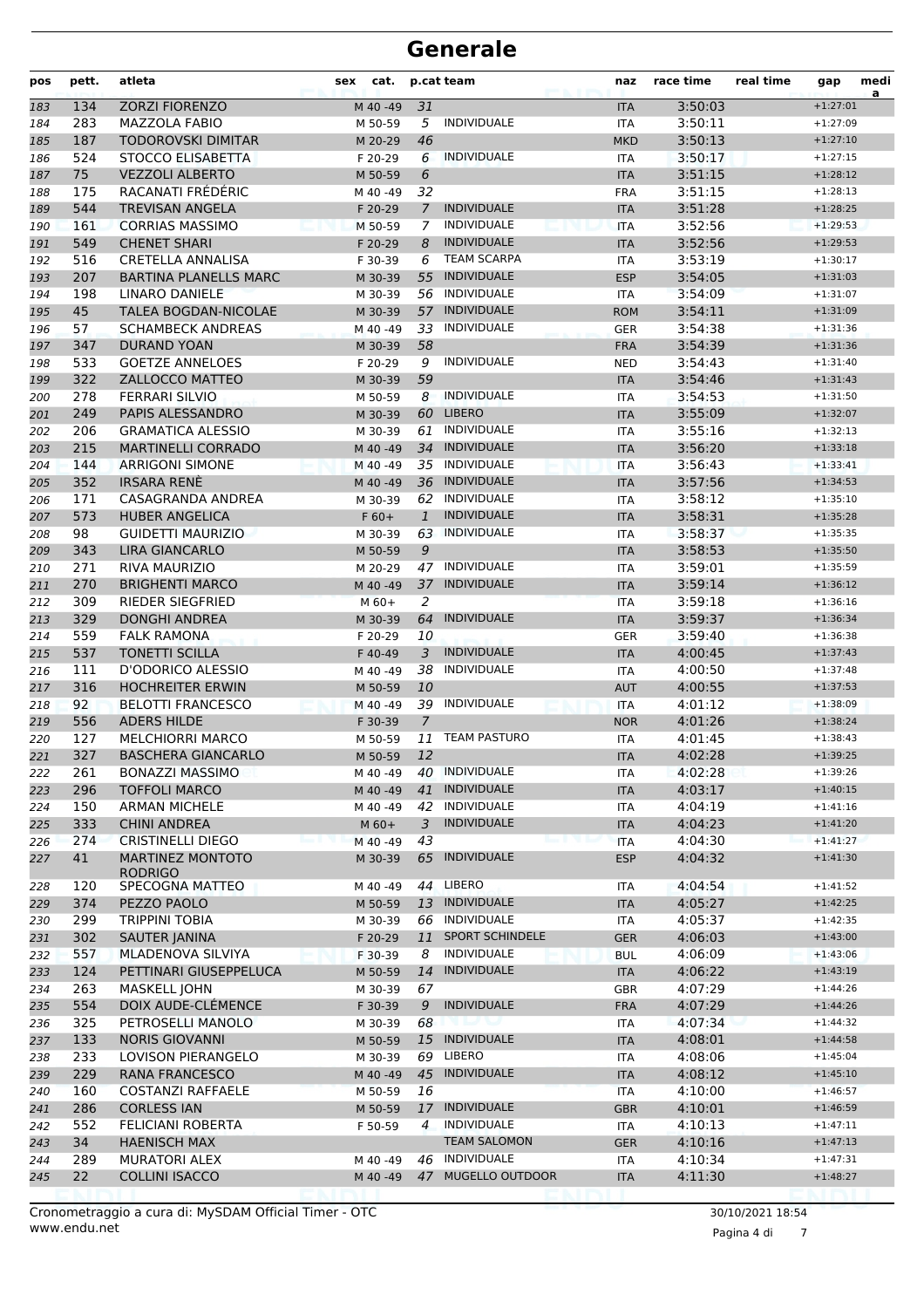# Generale

| pos | pett. | atleta | sex | cat. | p.cat | team | naz | race time | real time | gap | media |
|---|---|---|---|---|---|---|---|---|---|---|---|
| 183 | 134 | ZORZI FIORENZO | | M 40 -49 | 31 | | ITA | 3:50:03 | | +1:27:01 | |
| 184 | 283 | MAZZOLA FABIO | | M 50-59 | 5 | INDIVIDUALE | ITA | 3:50:11 | | +1:27:09 | |
| 185 | 187 | TODOROVSKI DIMITAR | | M 20-29 | 46 | | MKD | 3:50:13 | | +1:27:10 | |
| 186 | 524 | STOCCO ELISABETTA | | F 20-29 | 6 | INDIVIDUALE | ITA | 3:50:17 | | +1:27:15 | |
| 187 | 75 | VEZZOLI ALBERTO | | M 50-59 | 6 | | ITA | 3:51:15 | | +1:28:12 | |
| 188 | 175 | RACANATI FRÉDÉRIC | | M 40 -49 | 32 | | FRA | 3:51:15 | | +1:28:13 | |
| 189 | 544 | TREVISAN ANGELA | | F 20-29 | 7 | INDIVIDUALE | ITA | 3:51:28 | | +1:28:25 | |
| 190 | 161 | CORRIAS MASSIMO | | M 50-59 | 7 | INDIVIDUALE | ITA | 3:52:56 | | +1:29:53 | |
| 191 | 549 | CHENET SHARI | | F 20-29 | 8 | INDIVIDUALE | ITA | 3:52:56 | | +1:29:53 | |
| 192 | 516 | CRETELLA ANNALISA | | F 30-39 | 6 | TEAM SCARPA | ITA | 3:53:19 | | +1:30:17 | |
| 193 | 207 | BARTINA PLANELLS MARC | | M 30-39 | 55 | INDIVIDUALE | ESP | 3:54:05 | | +1:31:03 | |
| 194 | 198 | LINARO DANIELE | | M 30-39 | 56 | INDIVIDUALE | ITA | 3:54:09 | | +1:31:07 | |
| 195 | 45 | TALEA BOGDAN-NICOLAE | | M 30-39 | 57 | INDIVIDUALE | ROM | 3:54:11 | | +1:31:09 | |
| 196 | 57 | SCHAMBECK ANDREAS | | M 40 -49 | 33 | INDIVIDUALE | GER | 3:54:38 | | +1:31:36 | |
| 197 | 347 | DURAND YOAN | | M 30-39 | 58 | | FRA | 3:54:39 | | +1:31:36 | |
| 198 | 533 | GOETZE ANNELOES | | F 20-29 | 9 | INDIVIDUALE | NED | 3:54:43 | | +1:31:40 | |
| 199 | 322 | ZALLOCCO MATTEO | | M 30-39 | 59 | | ITA | 3:54:46 | | +1:31:43 | |
| 200 | 278 | FERRARI SILVIO | | M 50-59 | 8 | INDIVIDUALE | ITA | 3:54:53 | | +1:31:50 | |
| 201 | 249 | PAPIS ALESSANDRO | | M 30-39 | 60 | LIBERO | ITA | 3:55:09 | | +1:32:07 | |
| 202 | 206 | GRAMATICA ALESSIO | | M 30-39 | 61 | INDIVIDUALE | ITA | 3:55:16 | | +1:32:13 | |
| 203 | 215 | MARTINELLI CORRADO | | M 40 -49 | 34 | INDIVIDUALE | ITA | 3:56:20 | | +1:33:18 | |
| 204 | 144 | ARRIGONI SIMONE | | M 40 -49 | 35 | INDIVIDUALE | ITA | 3:56:43 | | +1:33:41 | |
| 205 | 352 | IRSARA RENÈ | | M 40 -49 | 36 | INDIVIDUALE | ITA | 3:57:56 | | +1:34:53 | |
| 206 | 171 | CASAGRANDA ANDREA | | M 30-39 | 62 | INDIVIDUALE | ITA | 3:58:12 | | +1:35:10 | |
| 207 | 573 | HUBER ANGELICA | | F 60+ | 1 | INDIVIDUALE | ITA | 3:58:31 | | +1:35:28 | |
| 208 | 98 | GUIDETTI MAURIZIO | | M 30-39 | 63 | INDIVIDUALE | ITA | 3:58:37 | | +1:35:35 | |
| 209 | 343 | LIRA GIANCARLO | | M 50-59 | 9 | | ITA | 3:58:53 | | +1:35:50 | |
| 210 | 271 | RIVA MAURIZIO | | M 20-29 | 47 | INDIVIDUALE | ITA | 3:59:01 | | +1:35:59 | |
| 211 | 270 | BRIGHENTI MARCO | | M 40 -49 | 37 | INDIVIDUALE | ITA | 3:59:14 | | +1:36:12 | |
| 212 | 309 | RIEDER SIEGFRIED | | M 60+ | 2 | | ITA | 3:59:18 | | +1:36:16 | |
| 213 | 329 | DONGHI ANDREA | | M 30-39 | 64 | INDIVIDUALE | ITA | 3:59:37 | | +1:36:34 | |
| 214 | 559 | FALK RAMONA | | F 20-29 | 10 | | GER | 3:59:40 | | +1:36:38 | |
| 215 | 537 | TONETTI SCILLA | | F 40-49 | 3 | INDIVIDUALE | ITA | 4:00:45 | | +1:37:43 | |
| 216 | 111 | D'ODORICO ALESSIO | | M 40 -49 | 38 | INDIVIDUALE | ITA | 4:00:50 | | +1:37:48 | |
| 217 | 316 | HOCHREITER ERWIN | | M 50-59 | 10 | | AUT | 4:00:55 | | +1:37:53 | |
| 218 | 92 | BELOTTI FRANCESCO | | M 40 -49 | 39 | INDIVIDUALE | ITA | 4:01:12 | | +1:38:09 | |
| 219 | 556 | ADERS HILDE | | F 30-39 | 7 | | NOR | 4:01:26 | | +1:38:24 | |
| 220 | 127 | MELCHIORRI MARCO | | M 50-59 | 11 | TEAM PASTURO | ITA | 4:01:45 | | +1:38:43 | |
| 221 | 327 | BASCHERA GIANCARLO | | M 50-59 | 12 | | ITA | 4:02:28 | | +1:39:25 | |
| 222 | 261 | BONAZZI MASSIMO | | M 40 -49 | 40 | INDIVIDUALE | ITA | 4:02:28 | | +1:39:26 | |
| 223 | 296 | TOFFOLI MARCO | | M 40 -49 | 41 | INDIVIDUALE | ITA | 4:03:17 | | +1:40:15 | |
| 224 | 150 | ARMAN MICHELE | | M 40 -49 | 42 | INDIVIDUALE | ITA | 4:04:19 | | +1:41:16 | |
| 225 | 333 | CHINI ANDREA | | M 60+ | 3 | INDIVIDUALE | ITA | 4:04:23 | | +1:41:20 | |
| 226 | 274 | CRISTINELLI DIEGO | | M 40 -49 | 43 | | ITA | 4:04:30 | | +1:41:27 | |
| 227 | 41 | MARTINEZ MONTOTO RODRIGO | | M 30-39 | 65 | INDIVIDUALE | ESP | 4:04:32 | | +1:41:30 | |
| 228 | 120 | SPECOGNA MATTEO | | M 40 -49 | 44 | LIBERO | ITA | 4:04:54 | | +1:41:52 | |
| 229 | 374 | PEZZO PAOLO | | M 50-59 | 13 | INDIVIDUALE | ITA | 4:05:27 | | +1:42:25 | |
| 230 | 299 | TRIPPINI TOBIA | | M 30-39 | 66 | INDIVIDUALE | ITA | 4:05:37 | | +1:42:35 | |
| 231 | 302 | SAUTER JANINA | | F 20-29 | 11 | SPORT SCHINDELE | GER | 4:06:03 | | +1:43:00 | |
| 232 | 557 | MLADENOVA SILVIYA | | F 30-39 | 8 | INDIVIDUALE | BUL | 4:06:09 | | +1:43:06 | |
| 233 | 124 | PETTINARI GIUSEPPELUCA | | M 50-59 | 14 | INDIVIDUALE | ITA | 4:06:22 | | +1:43:19 | |
| 234 | 263 | MASKELL JOHN | | M 30-39 | 67 | | GBR | 4:07:29 | | +1:44:26 | |
| 235 | 554 | DOIX AUDE-CLÉMENCE | | F 30-39 | 9 | INDIVIDUALE | FRA | 4:07:29 | | +1:44:26 | |
| 236 | 325 | PETROSELLI MANOLO | | M 30-39 | 68 | | ITA | 4:07:34 | | +1:44:32 | |
| 237 | 133 | NORIS GIOVANNI | | M 50-59 | 15 | INDIVIDUALE | ITA | 4:08:01 | | +1:44:58 | |
| 238 | 233 | LOVISON PIERANGELO | | M 30-39 | 69 | LIBERO | ITA | 4:08:06 | | +1:45:04 | |
| 239 | 229 | RANA FRANCESCO | | M 40 -49 | 45 | INDIVIDUALE | ITA | 4:08:12 | | +1:45:10 | |
| 240 | 160 | COSTANZI RAFFAELE | | M 50-59 | 16 | | ITA | 4:10:00 | | +1:46:57 | |
| 241 | 286 | CORLESS IAN | | M 50-59 | 17 | INDIVIDUALE | GBR | 4:10:01 | | +1:46:59 | |
| 242 | 552 | FELICIANI ROBERTA | | F 50-59 | 4 | INDIVIDUALE | ITA | 4:10:13 | | +1:47:11 | |
| 243 | 34 | HAENISCH MAX | | | | TEAM SALOMON | GER | 4:10:16 | | +1:47:13 | |
| 244 | 289 | MURATORI ALEX | | M 40 -49 | 46 | INDIVIDUALE | ITA | 4:10:34 | | +1:47:31 | |
| 245 | 22 | COLLINI ISACCO | | M 40 -49 | 47 | MUGELLO OUTDOOR | ITA | 4:11:30 | | +1:48:27 | |

Cronometraggio a cura di: MySDAM Official Timer - OTC
www.endu.net

30/10/2021 18:54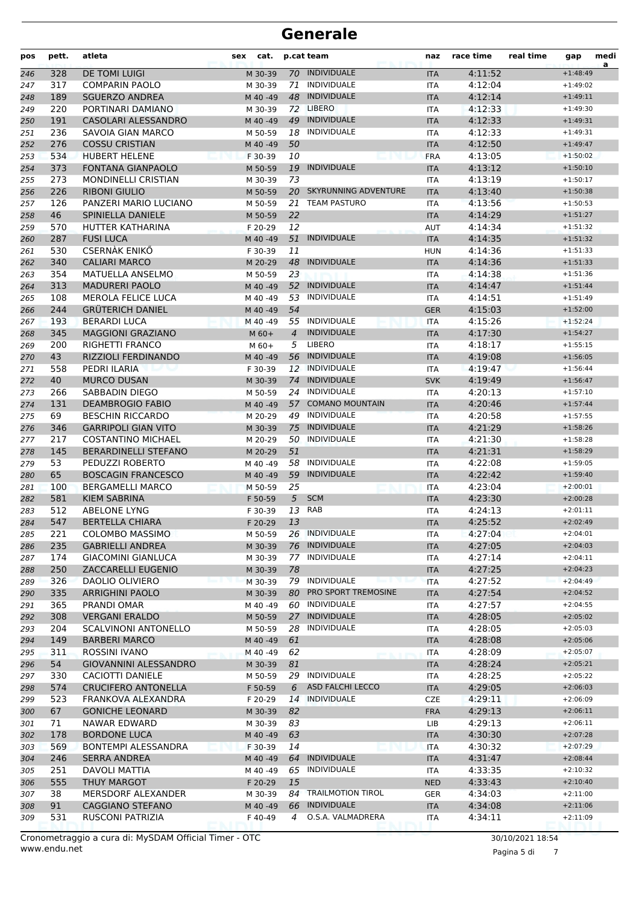# Generale

| pos | pett. | atleta | sex | cat. | p.cat | team | naz | race time | real time | gap | media |
|---|---|---|---|---|---|---|---|---|---|---|---|
| 246 | 328 | DE TOMI LUIGI | | M 30-39 | 70 | INDIVIDUALE | ITA | 4:11:52 | | +1:48:49 | |
| 247 | 317 | COMPARIN PAOLO | | M 30-39 | 71 | INDIVIDUALE | ITA | 4:12:04 | | +1:49:02 | |
| 248 | 189 | SGUERZO ANDREA | | M 40 -49 | 48 | INDIVIDUALE | ITA | 4:12:14 | | +1:49:11 | |
| 249 | 220 | PORTINARI DAMIANO | | M 30-39 | 72 | LIBERO | ITA | 4:12:33 | | +1:49:30 | |
| 250 | 191 | CASOLARI ALESSANDRO | | M 40 -49 | 49 | INDIVIDUALE | ITA | 4:12:33 | | +1:49:31 | |
| 251 | 236 | SAVOIA GIAN MARCO | | M 50-59 | 18 | INDIVIDUALE | ITA | 4:12:33 | | +1:49:31 | |
| 252 | 276 | COSSU CRISTIAN | | M 40 -49 | 50 | | ITA | 4:12:50 | | +1:49:47 | |
| 253 | 534 | HUBERT HELENE | | F 30-39 | 10 | | FRA | 4:13:05 | | +1:50:02 | |
| 254 | 373 | FONTANA GIANPAOLO | | M 50-59 | 19 | INDIVIDUALE | ITA | 4:13:12 | | +1:50:10 | |
| 255 | 273 | MONDINELLI CRISTIAN | | M 30-39 | 73 | | ITA | 4:13:19 | | +1:50:17 | |
| 256 | 226 | RIBONI GIULIO | | M 50-59 | 20 | SKYRUNNING ADVENTURE | ITA | 4:13:40 | | +1:50:38 | |
| 257 | 126 | PANZERI MARIO LUCIANO | | M 50-59 | 21 | TEAM PASTURO | ITA | 4:13:56 | | +1:50:53 | |
| 258 | 46 | SPINIELLA DANIELE | | M 50-59 | 22 | | ITA | 4:14:29 | | +1:51:27 | |
| 259 | 570 | HUTTER KATHARINA | | F 20-29 | 12 | | AUT | 4:14:34 | | +1:51:32 | |
| 260 | 287 | FUSI LUCA | | M 40 -49 | 51 | INDIVIDUALE | ITA | 4:14:35 | | +1:51:32 | |
| 261 | 530 | CSERNÀK ENIKŐ | | F 30-39 | 11 | | HUN | 4:14:36 | | +1:51:33 | |
| 262 | 340 | CALIARI MARCO | | M 20-29 | 48 | INDIVIDUALE | ITA | 4:14:36 | | +1:51:33 | |
| 263 | 354 | MATUELLA ANSELMO | | M 50-59 | 23 | | ITA | 4:14:38 | | +1:51:36 | |
| 264 | 313 | MADURERI PAOLO | | M 40 -49 | 52 | INDIVIDUALE | ITA | 4:14:47 | | +1:51:44 | |
| 265 | 108 | MEROLA FELICE LUCA | | M 40 -49 | 53 | INDIVIDUALE | ITA | 4:14:51 | | +1:51:49 | |
| 266 | 244 | GRÜTERICH DANIEL | | M 40 -49 | 54 | | GER | 4:15:03 | | +1:52:00 | |
| 267 | 193 | BERARDI LUCA | | M 40 -49 | 55 | INDIVIDUALE | ITA | 4:15:26 | | +1:52:24 | |
| 268 | 345 | MAGGIONI GRAZIANO | | M 60+ | 4 | INDIVIDUALE | ITA | 4:17:30 | | +1:54:27 | |
| 269 | 200 | RIGHETTI FRANCO | | M 60+ | 5 | LIBERO | ITA | 4:18:17 | | +1:55:15 | |
| 270 | 43 | RIZZIOLI FERDINANDO | | M 40 -49 | 56 | INDIVIDUALE | ITA | 4:19:08 | | +1:56:05 | |
| 271 | 558 | PEDRI ILARIA | | F 30-39 | 12 | INDIVIDUALE | ITA | 4:19:47 | | +1:56:44 | |
| 272 | 40 | MURCO DUSAN | | M 30-39 | 74 | INDIVIDUALE | SVK | 4:19:49 | | +1:56:47 | |
| 273 | 266 | SABBADIN DIEGO | | M 50-59 | 24 | INDIVIDUALE | ITA | 4:20:13 | | +1:57:10 | |
| 274 | 131 | DEAMBROGIO FABIO | | M 40 -49 | 57 | COMANO MOUNTAIN | ITA | 4:20:46 | | +1:57:44 | |
| 275 | 69 | BESCHIN RICCARDO | | M 20-29 | 49 | INDIVIDUALE | ITA | 4:20:58 | | +1:57:55 | |
| 276 | 346 | GARRIPOLI GIAN VITO | | M 30-39 | 75 | INDIVIDUALE | ITA | 4:21:29 | | +1:58:26 | |
| 277 | 217 | COSTANTINO MICHAEL | | M 20-29 | 50 | INDIVIDUALE | ITA | 4:21:30 | | +1:58:28 | |
| 278 | 145 | BERARDINELLI STEFANO | | M 20-29 | 51 | | ITA | 4:21:31 | | +1:58:29 | |
| 279 | 53 | PEDUZZI ROBERTO | | M 40 -49 | 58 | INDIVIDUALE | ITA | 4:22:08 | | +1:59:05 | |
| 280 | 65 | BOSCAGIN FRANCESCO | | M 40 -49 | 59 | INDIVIDUALE | ITA | 4:22:42 | | +1:59:40 | |
| 281 | 100 | BERGAMELLI MARCO | | M 50-59 | 25 | | ITA | 4:23:04 | | +2:00:01 | |
| 282 | 581 | KIEM SABRINA | | F 50-59 | 5 | SCM | ITA | 4:23:30 | | +2:00:28 | |
| 283 | 512 | ABELONE LYNG | | F 30-39 | 13 | RAB | ITA | 4:24:13 | | +2:01:11 | |
| 284 | 547 | BERTELLA CHIARA | | F 20-29 | 13 | | ITA | 4:25:52 | | +2:02:49 | |
| 285 | 221 | COLOMBO MASSIMO | | M 50-59 | 26 | INDIVIDUALE | ITA | 4:27:04 | | +2:04:01 | |
| 286 | 235 | GABRIELLI ANDREA | | M 30-39 | 76 | INDIVIDUALE | ITA | 4:27:05 | | +2:04:03 | |
| 287 | 174 | GIACOMINI GIANLUCA | | M 30-39 | 77 | INDIVIDUALE | ITA | 4:27:14 | | +2:04:11 | |
| 288 | 250 | ZACCARELLI EUGENIO | | M 30-39 | 78 | | ITA | 4:27:25 | | +2:04:23 | |
| 289 | 326 | DAOLIO OLIVIERO | | M 30-39 | 79 | INDIVIDUALE | ITA | 4:27:52 | | +2:04:49 | |
| 290 | 335 | ARRIGHINI PAOLO | | M 30-39 | 80 | PRO SPORT TREMOSINE | ITA | 4:27:54 | | +2:04:52 | |
| 291 | 365 | PRANDI OMAR | | M 40 -49 | 60 | INDIVIDUALE | ITA | 4:27:57 | | +2:04:55 | |
| 292 | 308 | VERGANI ERALDO | | M 50-59 | 27 | INDIVIDUALE | ITA | 4:28:05 | | +2:05:02 | |
| 293 | 204 | SCALVINONI ANTONELLO | | M 50-59 | 28 | INDIVIDUALE | ITA | 4:28:05 | | +2:05:03 | |
| 294 | 149 | BARBERI MARCO | | M 40 -49 | 61 | | ITA | 4:28:08 | | +2:05:06 | |
| 295 | 311 | ROSSINI IVANO | | M 40 -49 | 62 | | ITA | 4:28:09 | | +2:05:07 | |
| 296 | 54 | GIOVANNINI ALESSANDRO | | M 30-39 | 81 | | ITA | 4:28:24 | | +2:05:21 | |
| 297 | 330 | CACIOTTI DANIELE | | M 50-59 | 29 | INDIVIDUALE | ITA | 4:28:25 | | +2:05:22 | |
| 298 | 574 | CRUCIFERO ANTONELLA | | F 50-59 | 6 | ASD FALCHI LECCO | ITA | 4:29:05 | | +2:06:03 | |
| 299 | 523 | FRANKOVA ALEXANDRA | | F 20-29 | 14 | INDIVIDUALE | CZE | 4:29:11 | | +2:06:09 | |
| 300 | 67 | GONICHE LEONARD | | M 30-39 | 82 | | FRA | 4:29:13 | | +2:06:11 | |
| 301 | 71 | NAWAR EDWARD | | M 30-39 | 83 | | LIB | 4:29:13 | | +2:06:11 | |
| 302 | 178 | BORDONE LUCA | | M 40 -49 | 63 | | ITA | 4:30:30 | | +2:07:28 | |
| 303 | 569 | BONTEMPI ALESSANDRA | | F 30-39 | 14 | | ITA | 4:30:32 | | +2:07:29 | |
| 304 | 246 | SERRA ANDREA | | M 40 -49 | 64 | INDIVIDUALE | ITA | 4:31:47 | | +2:08:44 | |
| 305 | 251 | DAVOLI MATTIA | | M 40 -49 | 65 | INDIVIDUALE | ITA | 4:33:35 | | +2:10:32 | |
| 306 | 555 | THUY MARGOT | | F 20-29 | 15 | | NED | 4:33:43 | | +2:10:40 | |
| 307 | 38 | MERSDORF ALEXANDER | | M 30-39 | 84 | TRAILMOTION TIROL | GER | 4:34:03 | | +2:11:00 | |
| 308 | 91 | CAGGIANO STEFANO | | M 40 -49 | 66 | INDIVIDUALE | ITA | 4:34:08 | | +2:11:06 | |
| 309 | 531 | RUSCONI PATRIZIA | | F 40-49 | 4 | O.S.A. VALMADRERA | ITA | 4:34:11 | | +2:11:09 | |

Cronometraggio a cura di: MySDAM Official Timer - OTC
www.endu.net

30/10/2021 18:54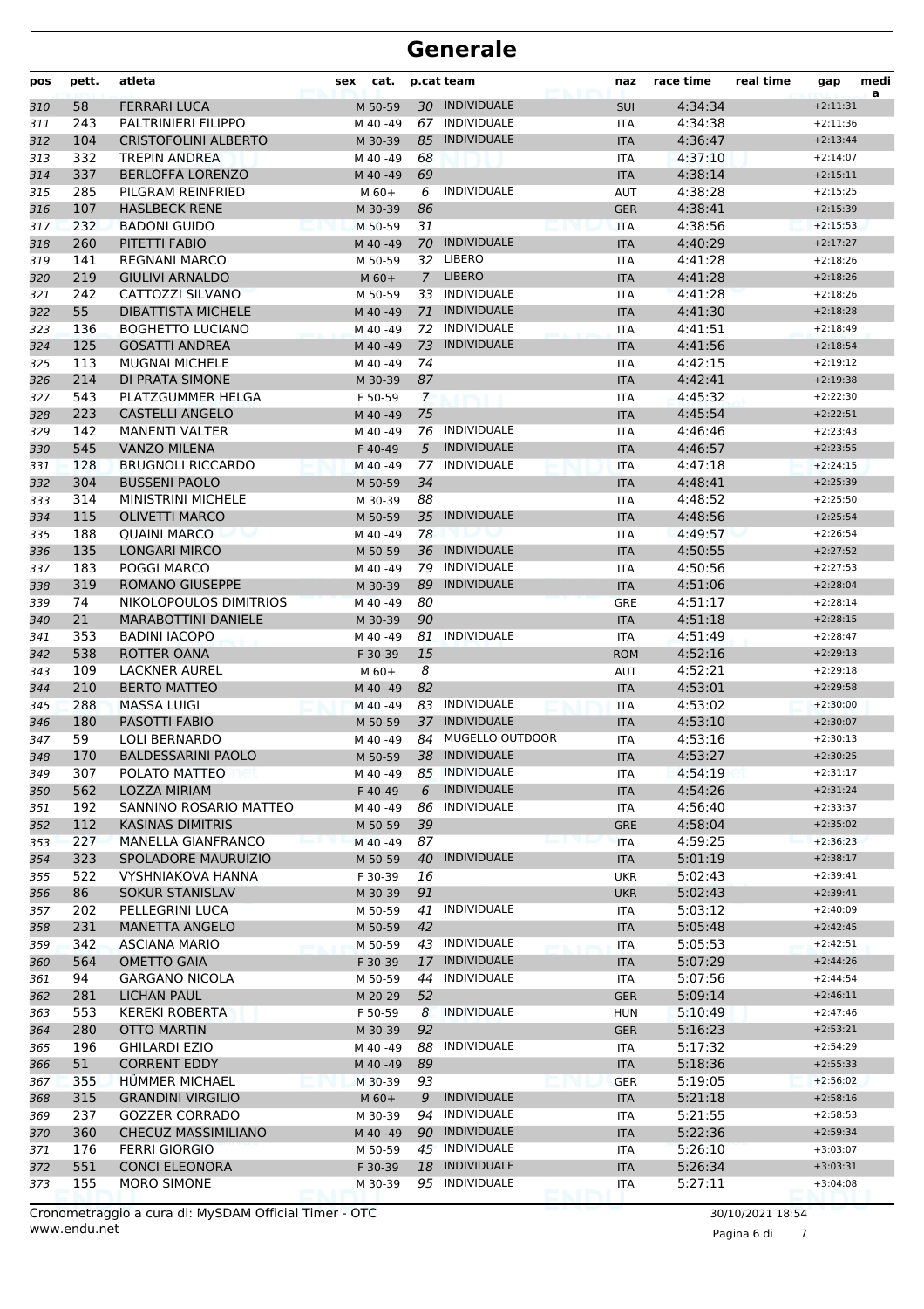# Generale

| pos | pett. | atleta | sex | cat. | p.cat | team | naz | race time | real time | gap | medi a |
|---|---|---|---|---|---|---|---|---|---|---|---|
| 310 | 58 | FERRARI LUCA | | M 50-59 | 30 | INDIVIDUALE | SUI | 4:34:34 | | +2:11:31 | |
| 311 | 243 | PALTRINIERI FILIPPO | | M 40 -49 | 67 | INDIVIDUALE | ITA | 4:34:38 | | +2:11:36 | |
| 312 | 104 | CRISTOFOLINI ALBERTO | | M 30-39 | 85 | INDIVIDUALE | ITA | 4:36:47 | | +2:13:44 | |
| 313 | 332 | TREPIN ANDREA | | M 40 -49 | 68 | | ITA | 4:37:10 | | +2:14:07 | |
| 314 | 337 | BERLOFFA LORENZO | | M 40 -49 | 69 | | ITA | 4:38:14 | | +2:15:11 | |
| 315 | 285 | PILGRAM REINFRIED | | M 60+ | 6 | INDIVIDUALE | AUT | 4:38:28 | | +2:15:25 | |
| 316 | 107 | HASLBECK RENE | | M 30-39 | 86 | | GER | 4:38:41 | | +2:15:39 | |
| 317 | 232 | BADONI GUIDO | | M 50-59 | 31 | | ITA | 4:38:56 | | +2:15:53 | |
| 318 | 260 | PITETTI FABIO | | M 40 -49 | 70 | INDIVIDUALE | ITA | 4:40:29 | | +2:17:27 | |
| 319 | 141 | REGNANI MARCO | | M 50-59 | 32 | LIBERO | ITA | 4:41:28 | | +2:18:26 | |
| 320 | 219 | GIULIVI ARNALDO | | M 60+ | 7 | LIBERO | ITA | 4:41:28 | | +2:18:26 | |
| 321 | 242 | CATTOZZI SILVANO | | M 50-59 | 33 | INDIVIDUALE | ITA | 4:41:28 | | +2:18:26 | |
| 322 | 55 | DIBATTISTA MICHELE | | M 40 -49 | 71 | INDIVIDUALE | ITA | 4:41:30 | | +2:18:28 | |
| 323 | 136 | BOGHETTO LUCIANO | | M 40 -49 | 72 | INDIVIDUALE | ITA | 4:41:51 | | +2:18:49 | |
| 324 | 125 | GOSATTI ANDREA | | M 40 -49 | 73 | INDIVIDUALE | ITA | 4:41:56 | | +2:18:54 | |
| 325 | 113 | MUGNAI MICHELE | | M 40 -49 | 74 | | ITA | 4:42:15 | | +2:19:12 | |
| 326 | 214 | DI PRATA SIMONE | | M 30-39 | 87 | | ITA | 4:42:41 | | +2:19:38 | |
| 327 | 543 | PLATZGUMMER HELGA | | F 50-59 | 7 | | ITA | 4:45:32 | | +2:22:30 | |
| 328 | 223 | CASTELLI ANGELO | | M 40 -49 | 75 | | ITA | 4:45:54 | | +2:22:51 | |
| 329 | 142 | MANENTI VALTER | | M 40 -49 | 76 | INDIVIDUALE | ITA | 4:46:46 | | +2:23:43 | |
| 330 | 545 | VANZO MILENA | | F 40-49 | 5 | INDIVIDUALE | ITA | 4:46:57 | | +2:23:55 | |
| 331 | 128 | BRUGNOLI RICCARDO | | M 40 -49 | 77 | INDIVIDUALE | ITA | 4:47:18 | | +2:24:15 | |
| 332 | 304 | BUSSENI PAOLO | | M 50-59 | 34 | | ITA | 4:48:41 | | +2:25:39 | |
| 333 | 314 | MINISTRINI MICHELE | | M 30-39 | 88 | | ITA | 4:48:52 | | +2:25:50 | |
| 334 | 115 | OLIVETTI MARCO | | M 50-59 | 35 | INDIVIDUALE | ITA | 4:48:56 | | +2:25:54 | |
| 335 | 188 | QUAINI MARCO | | M 40 -49 | 78 | | ITA | 4:49:57 | | +2:26:54 | |
| 336 | 135 | LONGARI MIRCO | | M 50-59 | 36 | INDIVIDUALE | ITA | 4:50:55 | | +2:27:52 | |
| 337 | 183 | POGGI MARCO | | M 40 -49 | 79 | INDIVIDUALE | ITA | 4:50:56 | | +2:27:53 | |
| 338 | 319 | ROMANO GIUSEPPE | | M 30-39 | 89 | INDIVIDUALE | ITA | 4:51:06 | | +2:28:04 | |
| 339 | 74 | NIKOLOPOULOS DIMITRIOS | | M 40 -49 | 80 | | GRE | 4:51:17 | | +2:28:14 | |
| 340 | 21 | MARABOTTINI DANIELE | | M 30-39 | 90 | | ITA | 4:51:18 | | +2:28:15 | |
| 341 | 353 | BADINI IACOPO | | M 40 -49 | 81 | INDIVIDUALE | ITA | 4:51:49 | | +2:28:47 | |
| 342 | 538 | ROTTER OANA | | F 30-39 | 15 | | ROM | 4:52:16 | | +2:29:13 | |
| 343 | 109 | LACKNER AUREL | | M 60+ | 8 | | AUT | 4:52:21 | | +2:29:18 | |
| 344 | 210 | BERTO MATTEO | | M 40 -49 | 82 | | ITA | 4:53:01 | | +2:29:58 | |
| 345 | 288 | MASSA LUIGI | | M 40 -49 | 83 | INDIVIDUALE | ITA | 4:53:02 | | +2:30:00 | |
| 346 | 180 | PASOTTI FABIO | | M 50-59 | 37 | INDIVIDUALE | ITA | 4:53:10 | | +2:30:07 | |
| 347 | 59 | LOLI BERNARDO | | M 40 -49 | 84 | MUGELLO OUTDOOR | ITA | 4:53:16 | | +2:30:13 | |
| 348 | 170 | BALDESSARINI PAOLO | | M 50-59 | 38 | INDIVIDUALE | ITA | 4:53:27 | | +2:30:25 | |
| 349 | 307 | POLATO MATTEO | | M 40 -49 | 85 | INDIVIDUALE | ITA | 4:54:19 | | +2:31:17 | |
| 350 | 562 | LOZZA MIRIAM | | F 40-49 | 6 | INDIVIDUALE | ITA | 4:54:26 | | +2:31:24 | |
| 351 | 192 | SANNINO ROSARIO MATTEO | | M 40 -49 | 86 | INDIVIDUALE | ITA | 4:56:40 | | +2:33:37 | |
| 352 | 112 | KASINAS DIMITRIS | | M 50-59 | 39 | | GRE | 4:58:04 | | +2:35:02 | |
| 353 | 227 | MANELLA GIANFRANCO | | M 40 -49 | 87 | | ITA | 4:59:25 | | +2:36:23 | |
| 354 | 323 | SPOLADORE MAURUIZIO | | M 50-59 | 40 | INDIVIDUALE | ITA | 5:01:19 | | +2:38:17 | |
| 355 | 522 | VYSHNIAKOVA HANNA | | F 30-39 | 16 | | UKR | 5:02:43 | | +2:39:41 | |
| 356 | 86 | SOKUR STANISLAV | | M 30-39 | 91 | | UKR | 5:02:43 | | +2:39:41 | |
| 357 | 202 | PELLEGRINI LUCA | | M 50-59 | 41 | INDIVIDUALE | ITA | 5:03:12 | | +2:40:09 | |
| 358 | 231 | MANETTA ANGELO | | M 50-59 | 42 | | ITA | 5:05:48 | | +2:42:45 | |
| 359 | 342 | ASCIANA MARIO | | M 50-59 | 43 | INDIVIDUALE | ITA | 5:05:53 | | +2:42:51 | |
| 360 | 564 | OMETTO GAIA | | F 30-39 | 17 | INDIVIDUALE | ITA | 5:07:29 | | +2:44:26 | |
| 361 | 94 | GARGANO NICOLA | | M 50-59 | 44 | INDIVIDUALE | ITA | 5:07:56 | | +2:44:54 | |
| 362 | 281 | LICHAN PAUL | | M 20-29 | 52 | | GER | 5:09:14 | | +2:46:11 | |
| 363 | 553 | KEREKI ROBERTA | | F 50-59 | 8 | INDIVIDUALE | HUN | 5:10:49 | | +2:47:46 | |
| 364 | 280 | OTTO MARTIN | | M 30-39 | 92 | | GER | 5:16:23 | | +2:53:21 | |
| 365 | 196 | GHILARDI EZIO | | M 40 -49 | 88 | INDIVIDUALE | ITA | 5:17:32 | | +2:54:29 | |
| 366 | 51 | CORRENT EDDY | | M 40 -49 | 89 | | ITA | 5:18:36 | | +2:55:33 | |
| 367 | 355 | HÜMMER MICHAEL | | M 30-39 | 93 | | GER | 5:19:05 | | +2:56:02 | |
| 368 | 315 | GRANDINI VIRGILIO | | M 60+ | 9 | INDIVIDUALE | ITA | 5:21:18 | | +2:58:16 | |
| 369 | 237 | GOZZER CORRADO | | M 30-39 | 94 | INDIVIDUALE | ITA | 5:21:55 | | +2:58:53 | |
| 370 | 360 | CHECUZ MASSIMILIANO | | M 40 -49 | 90 | INDIVIDUALE | ITA | 5:22:36 | | +2:59:34 | |
| 371 | 176 | FERRI GIORGIO | | M 50-59 | 45 | INDIVIDUALE | ITA | 5:26:10 | | +3:03:07 | |
| 372 | 551 | CONCI ELEONORA | | F 30-39 | 18 | INDIVIDUALE | ITA | 5:26:34 | | +3:03:31 | |
| 373 | 155 | MORO SIMONE | | M 30-39 | 95 | INDIVIDUALE | ITA | 5:27:11 | | +3:04:08 | |

Cronometraggio a cura di: MySDAM Official Timer - OTC
www.endu.net

30/10/2021 18:54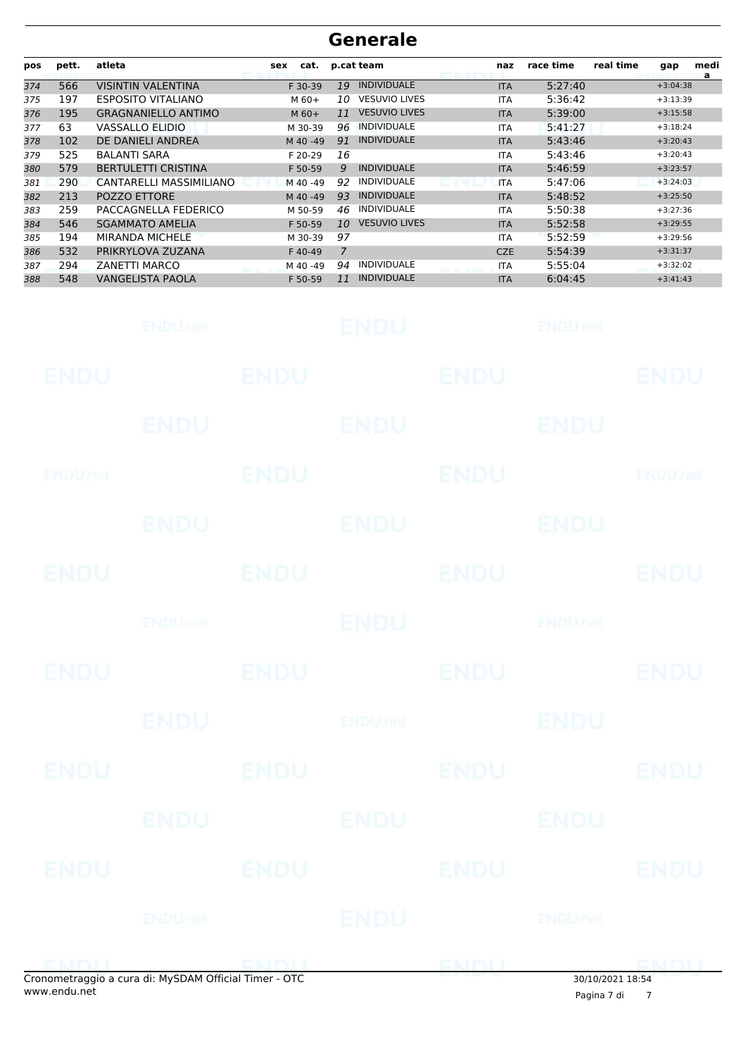# Generale

| pos | pett. | atleta | sex | cat. | p.cat | team | naz | race time | real time | gap | media |
|---|---|---|---|---|---|---|---|---|---|---|---|
| 374 | 566 | VISINTIN VALENTINA | | F 30-39 | 19 | INDIVIDUALE | ITA | 5:27:40 | | +3:04:38 | |
| 375 | 197 | ESPOSITO VITALIANO | | M 60+ | 10 | VESUVIO LIVES | ITA | 5:36:42 | | +3:13:39 | |
| 376 | 195 | GRAGNANIELLO ANTIMO | | M 60+ | 11 | VESUVIO LIVES | ITA | 5:39:00 | | +3:15:58 | |
| 377 | 63 | VASSALLO ELIDIO | | M 30-39 | 96 | INDIVIDUALE | ITA | 5:41:27 | | +3:18:24 | |
| 378 | 102 | DE DANIELI ANDREA | | M 40 -49 | 91 | INDIVIDUALE | ITA | 5:43:46 | | +3:20:43 | |
| 379 | 525 | BALANTI SARA | | F 20-29 | 16 | | ITA | 5:43:46 | | +3:20:43 | |
| 380 | 579 | BERTULETTI CRISTINA | | F 50-59 | 9 | INDIVIDUALE | ITA | 5:46:59 | | +3:23:57 | |
| 381 | 290 | CANTARELLI MASSIMILIANO | | M 40 -49 | 92 | INDIVIDUALE | ITA | 5:47:06 | | +3:24:03 | |
| 382 | 213 | POZZO ETTORE | | M 40 -49 | 93 | INDIVIDUALE | ITA | 5:48:52 | | +3:25:50 | |
| 383 | 259 | PACCAGNELLA FEDERICO | | M 50-59 | 46 | INDIVIDUALE | ITA | 5:50:38 | | +3:27:36 | |
| 384 | 546 | SGAMMATO AMELIA | | F 50-59 | 10 | VESUVIO LIVES | ITA | 5:52:58 | | +3:29:55 | |
| 385 | 194 | MIRANDA MICHELE | | M 30-39 | 97 | | ITA | 5:52:59 | | +3:29:56 | |
| 386 | 532 | PRIKRYLOVA ZUZANA | | F 40-49 | 7 | | CZE | 5:54:39 | | +3:31:37 | |
| 387 | 294 | ZANETTI MARCO | | M 40 -49 | 94 | INDIVIDUALE | ITA | 5:55:04 | | +3:32:02 | |
| 388 | 548 | VANGELISTA PAOLA | | F 50-59 | 11 | INDIVIDUALE | ITA | 6:04:45 | | +3:41:43 | |

Cronometraggio a cura di: MySDAM Official Timer - OTC
www.endu.net

30/10/2021 18:54